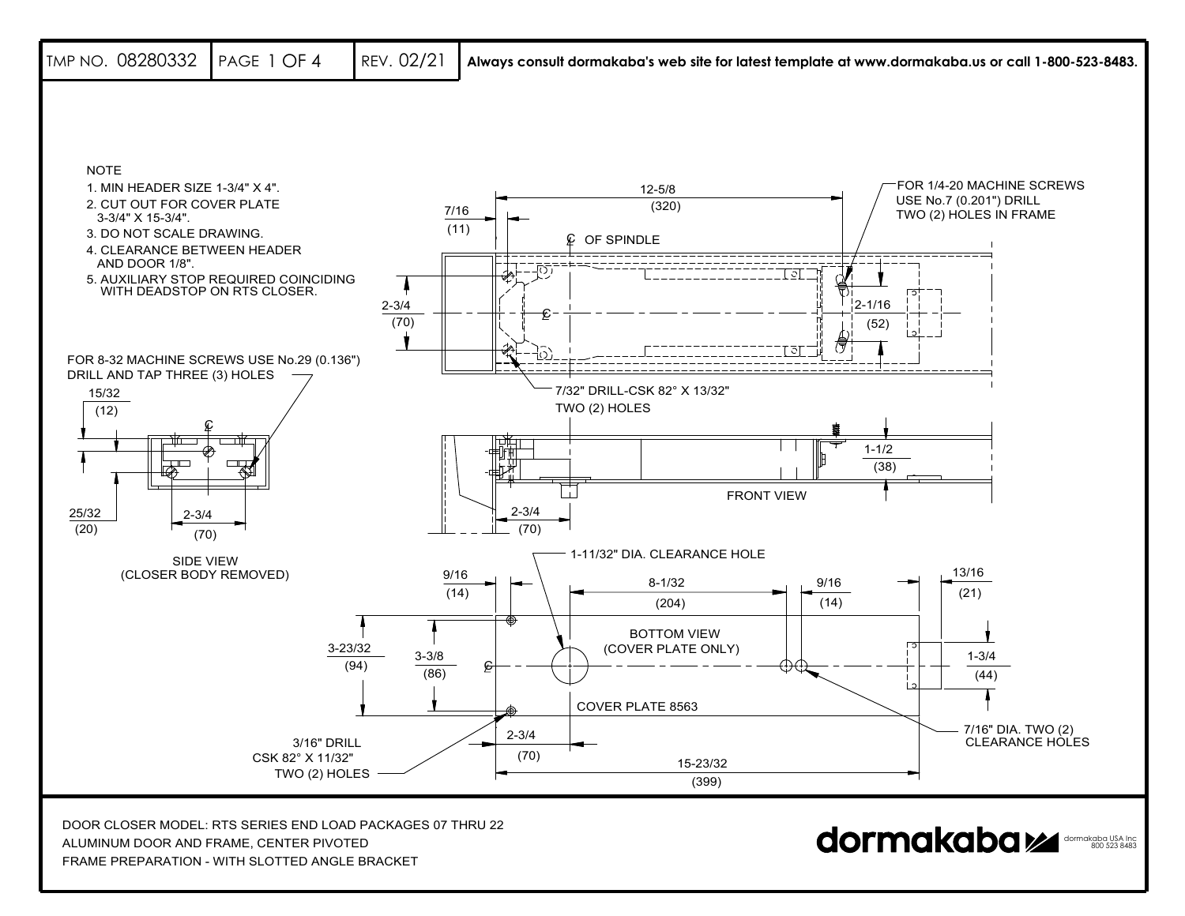TMP NO. 08280332 | REV. 02/21 | **Always consult dormakaba's web site for latest template at www.dormakaba.us or call 1-800-523-8483.**

NOTE
1. MIN HEADER SIZE 1-3/4" X 4".
2. CUT OUT FOR COVER PLATE 3-3/4" X 15-3/4".
3. DO NOT SCALE DRAWING.
4. CLEARANCE BETWEEN HEADER AND DOOR 1/8".
5. AUXILIARY STOP REQUIRED COINCIDING WITH DEADSTOP ON RTS CLOSER.

FOR 1/4-20 MACHINE SCREWS USE No.7 (0.201") DRILL TWO (2) HOLES IN FRAME

12-5/8 (320)

7/16 (11)

℄ OF SPINDLE

2-3/4 (70)

2-1/16 (52)

7/32" DRILL-CSK 82° X 13/32" TWO (2) HOLES

FOR 8-32 MACHINE SCREWS USE No.29 (0.136") DRILL AND TAP THREE (3) HOLES

15/32 (12)

25/32 (20)

2-3/4 (70)

SIDE VIEW (CLOSER BODY REMOVED)

1-1/2 (38)

FRONT VIEW

2-3/4 (70)

1-11/32" DIA. CLEARANCE HOLE

9/16 (14)

8-1/32 (204)

9/16 (14)

13/16 (21)

BOTTOM VIEW (COVER PLATE ONLY)

3-23/32 (94)

3-3/8 (86)

1-3/4 (44)

COVER PLATE 8563

2-3/4 (70)

3/16" DRILL CSK 82° X 11/32" TWO (2) HOLES

15-23/32 (399)

7/16" DIA. TWO (2) CLEARANCE HOLES

DOOR CLOSER MODEL: RTS SERIES END LOAD PACKAGES 07 THRU 22
ALUMINUM DOOR AND FRAME, CENTER PIVOTED
FRAME PREPARATION - WITH SLOTTED ANGLE BRACKET

dormakaba

dormakaba USA Inc
800 523 8483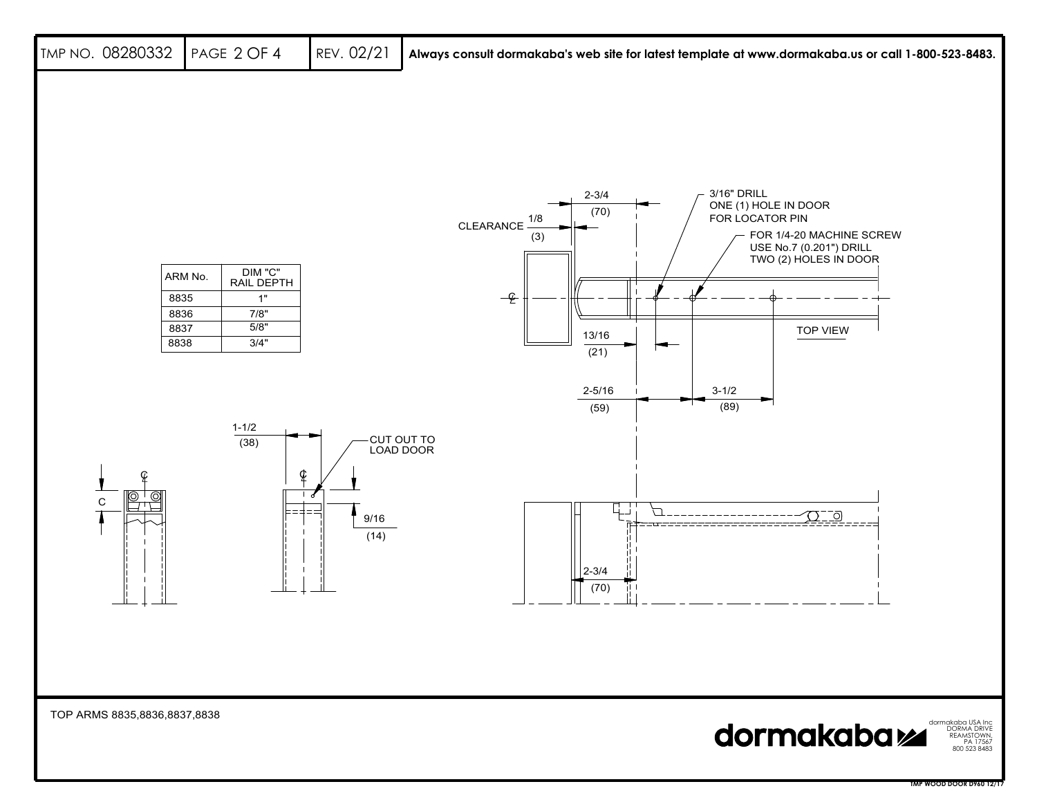TMP NO. 08280332 | PAGE 2 OF 4 | REV. 02/21

**Always consult dormakaba's web site for latest template at www.dormakaba.us or call 1-800-523-8483.**

| ARM No. | DIM "C" RAIL DEPTH |
|---|---|
| 8835 | 1" |
| 8836 | 7/8" |
| 8837 | 5/8" |
| 8838 | 3/4" |

2-3/4 (70)

CLEARANCE 1/8 (3)

3/16" DRILL
ONE (1) HOLE IN DOOR
FOR LOCATOR PIN

FOR 1/4-20 MACHINE SCREW
USE No.7 (0.201") DRILL
TWO (2) HOLES IN DOOR

TOP VIEW

13/16 (21)

2-5/16 (59)

3-1/2 (89)

1-1/2 (38)

CUT OUT TO LOAD DOOR

9/16 (14)

C

2-3/4 (70)

TOP ARMS 8835,8836,8837,8838

dormakaba

dormakaba USA Inc
DORMA DRIVE
REAMSTOWN,
PA 17567
800 523 8483

TMP WOOD DOOR D960 12/17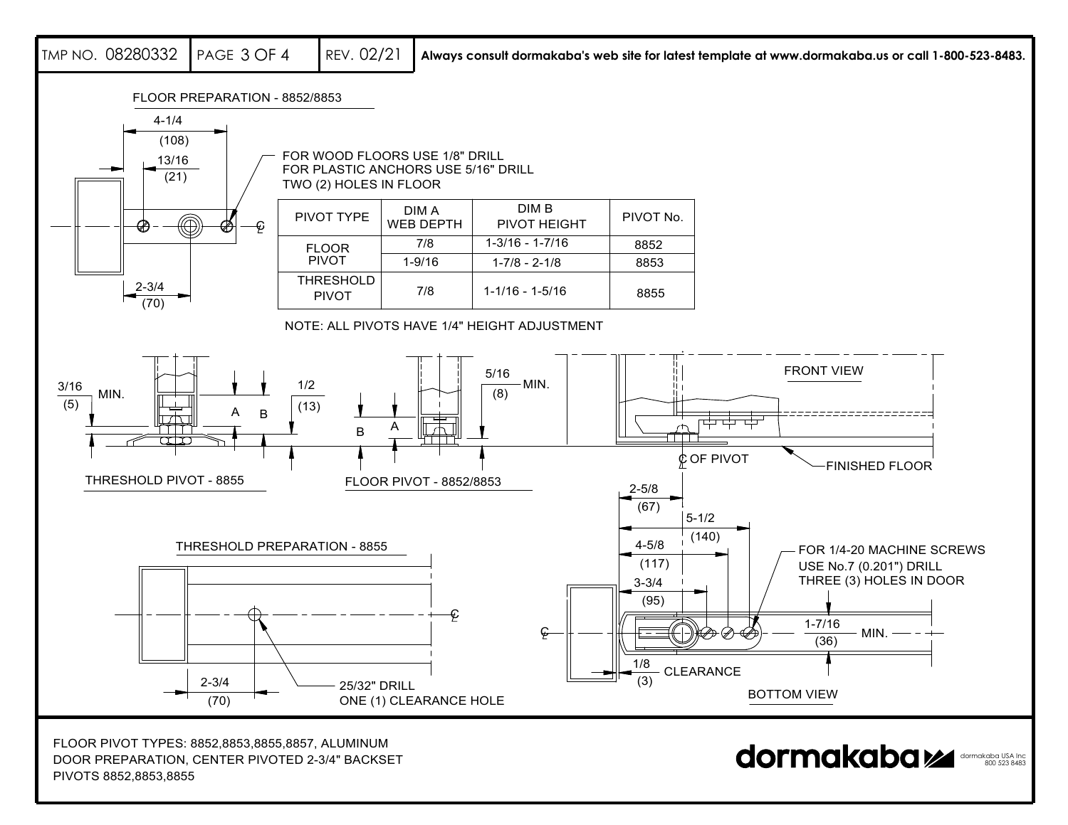TMP NO. 08280332 | PAGE 3 OF 4 | REV. 02/21 | **Always consult dormakaba's web site for latest template at www.dormakaba.us or call 1-800-523-8483.**

## FLOOR PREPARATION - 8852/8853

4-1/4 (108)

13/16 (21)

2-3/4 (70)

FOR WOOD FLOORS USE 1/8" DRILL
FOR PLASTIC ANCHORS USE 5/16" DRILL
TWO (2) HOLES IN FLOOR

| PIVOT TYPE | DIM A WEB DEPTH | DIM B PIVOT HEIGHT | PIVOT No. |
|---|---|---|---|
| FLOOR PIVOT | 7/8 | 1-3/16 - 1-7/16 | 8852 |
| | 1-9/16 | 1-7/8 - 2-1/8 | 8853 |
| THRESHOLD PIVOT | 7/8 | 1-1/16 - 1-5/16 | 8855 |

NOTE: ALL PIVOTS HAVE 1/4" HEIGHT ADJUSTMENT

## THRESHOLD PIVOT - 8855

3/16 (5) MIN.

A B

1/2 (13)

## FLOOR PIVOT - 8852/8853

B A

5/16 (8) MIN.

## FRONT VIEW

℄ OF PIVOT

FINISHED FLOOR

## THRESHOLD PREPARATION - 8855

2-3/4 (70)

25/32" DRILL
ONE (1) CLEARANCE HOLE

## BOTTOM VIEW

2-5/8 (67)

5-1/2 (140)

4-5/8 (117)

3-3/4 (95)

FOR 1/4-20 MACHINE SCREWS
USE No.7 (0.201") DRILL
THREE (3) HOLES IN DOOR

1-7/16 (36) MIN.

1/8 (3) CLEARANCE

FLOOR PIVOT TYPES: 8852,8853,8855,8857, ALUMINUM
DOOR PREPARATION, CENTER PIVOTED 2-3/4" BACKSET
PIVOTS 8852,8853,8855

dormakaba

dormakaba USA Inc
800 523 8483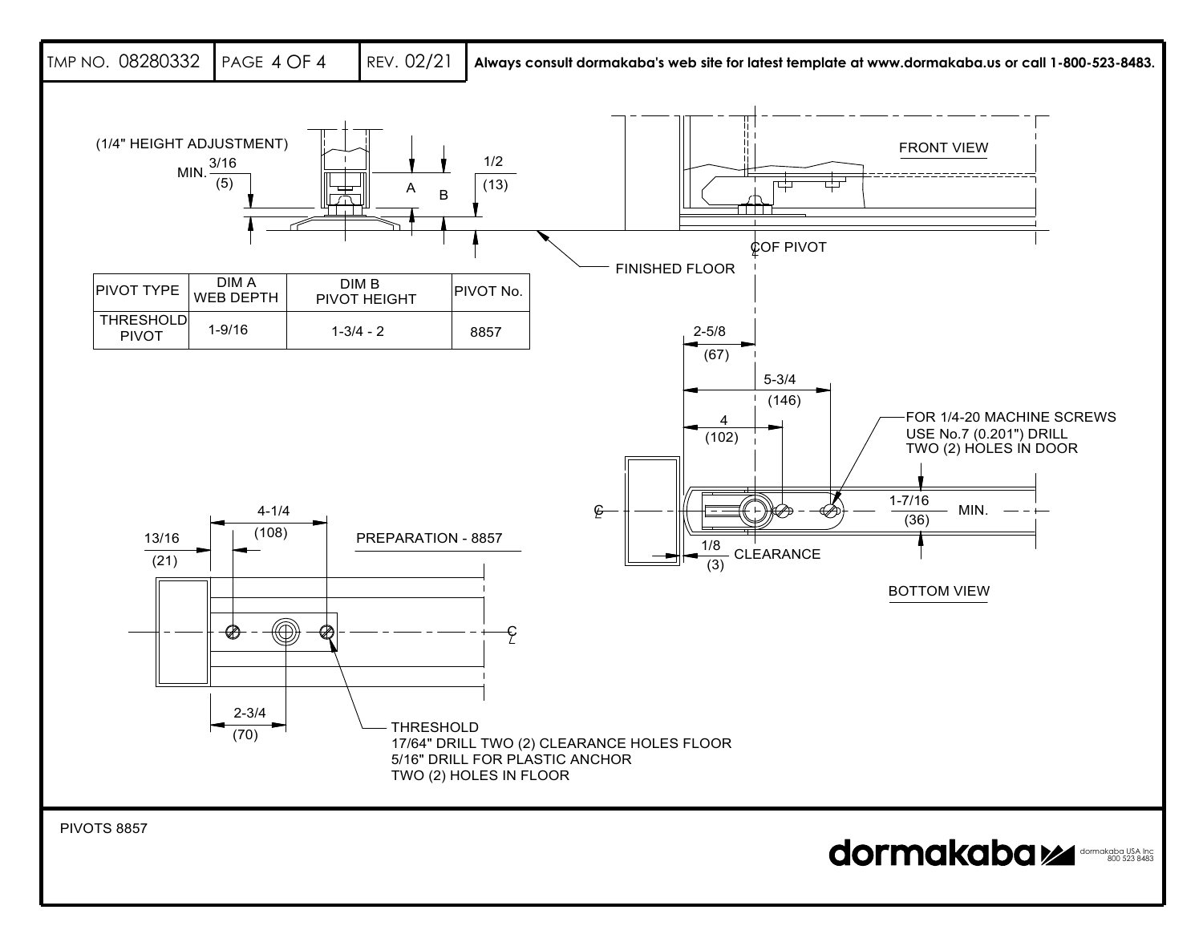Always consult dormakaba's web site for latest template at www.dormakaba.us or call 1-800-523-8483.

(1/4" HEIGHT ADJUSTMENT)

MIN. 3/16 (5)

A

B

1/2 (13)

FRONT VIEW

FINISHED FLOOR

℄ OF PIVOT

| PIVOT TYPE | DIM A WEB DEPTH | DIM B PIVOT HEIGHT | PIVOT No. |
|---|---|---|---|
| THRESHOLD PIVOT | 1-9/16 | 1-3/4 - 2 | 8857 |

2-5/8 (67)

5-3/4 (146)

4 (102)

FOR 1/4-20 MACHINE SCREWS USE No.7 (0.201") DRILL TWO (2) HOLES IN DOOR

℄

1-7/16 (36) MIN.

1/8 (3) CLEARANCE

BOTTOM VIEW

4-1/4 (108)

13/16 (21)

PREPARATION - 8857

℄

2-3/4 (70)

THRESHOLD
17/64" DRILL TWO (2) CLEARANCE HOLES FLOOR
5/16" DRILL FOR PLASTIC ANCHOR
TWO (2) HOLES IN FLOOR

PIVOTS 8857

dormakaba

dormakaba USA Inc
800 523 8483